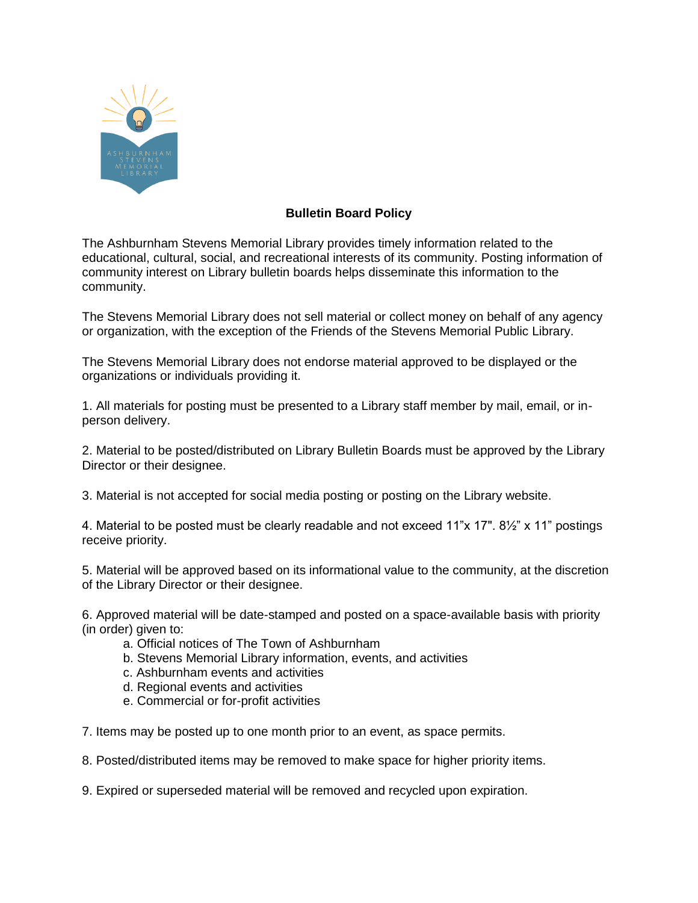# Bulletin Board Policy

The Ashburnham Stevens Memorial Library provides timely information related to the educational, cultural, social, and recreational interests of its community. Posting information of community interest on Library bulletin boards helps disseminate this information to the community.

The Stevens Memorial Library does not sell material or collect money on behalf of any agency or organization, with the exception of the Friends of the Stevens Memorial Public Library.

The Stevens Memorial Library does not endorse material approved to be displayed or the organizations or individuals providing it.

1. All materials for posting must be presented to a Library staff member by mail, email, or in-person delivery.

2. Material to be posted/distributed on Library Bulletin Boards must be approved by the Library Director or their designee.

3. Material is not accepted for social media posting or posting on the Library website.

4. Material to be posted must be clearly readable and not exceed 11"x 17". 8½" x 11" postings receive priority.

5. Material will be approved based on its informational value to the community, at the discretion of the Library Director or their designee.

6. Approved material will be date-stamped and posted on a space-available basis with priority (in order) given to:
   a. Official notices of The Town of Ashburnham
   b. Stevens Memorial Library information, events, and activities
   c. Ashburnham events and activities
   d. Regional events and activities
   e. Commercial or for-profit activities

7. Items may be posted up to one month prior to an event, as space permits.

8. Posted/distributed items may be removed to make space for higher priority items.

9. Expired or superseded material will be removed and recycled upon expiration.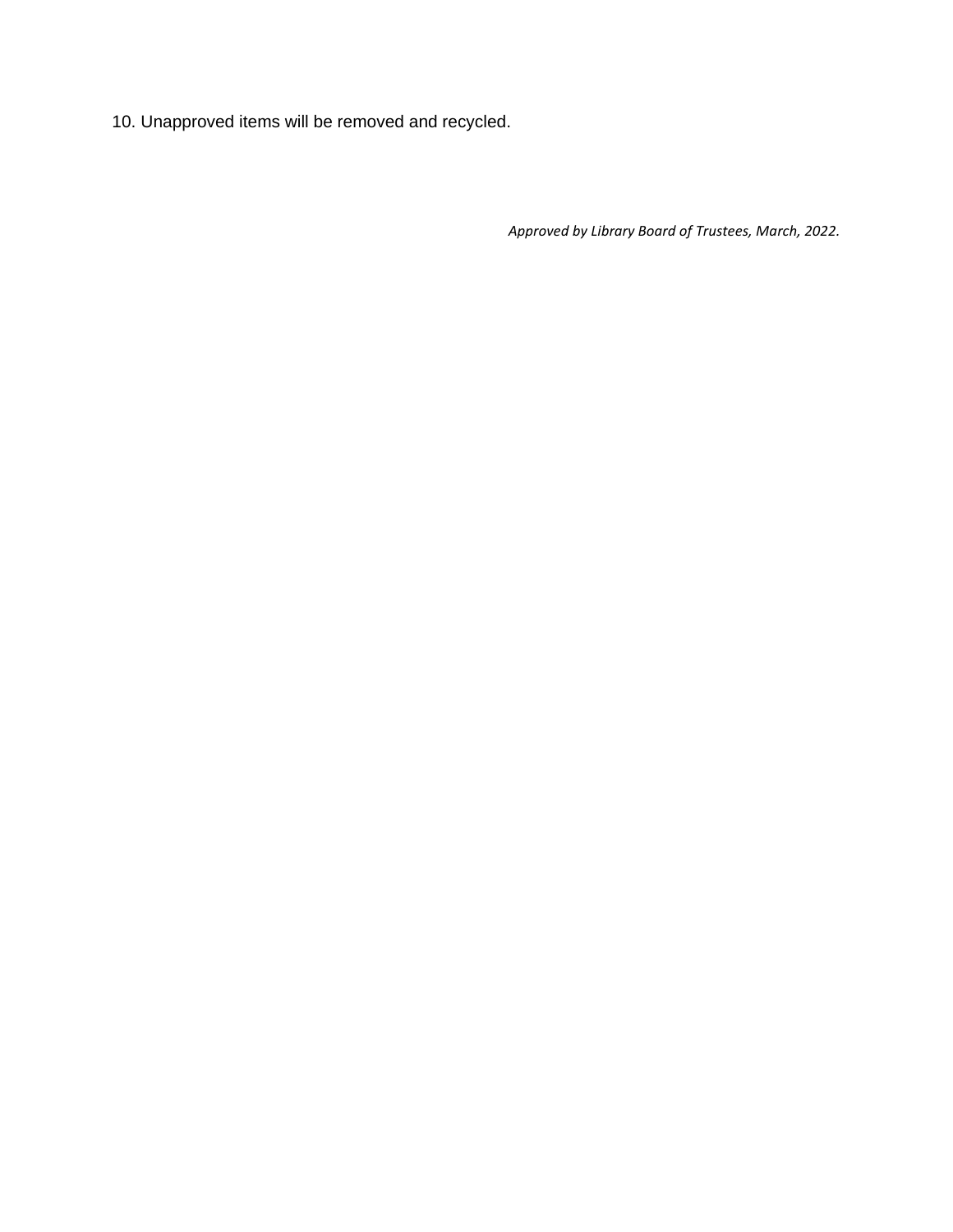10. Unapproved items will be removed and recycled.

*Approved by Library Board of Trustees, March, 2022.*